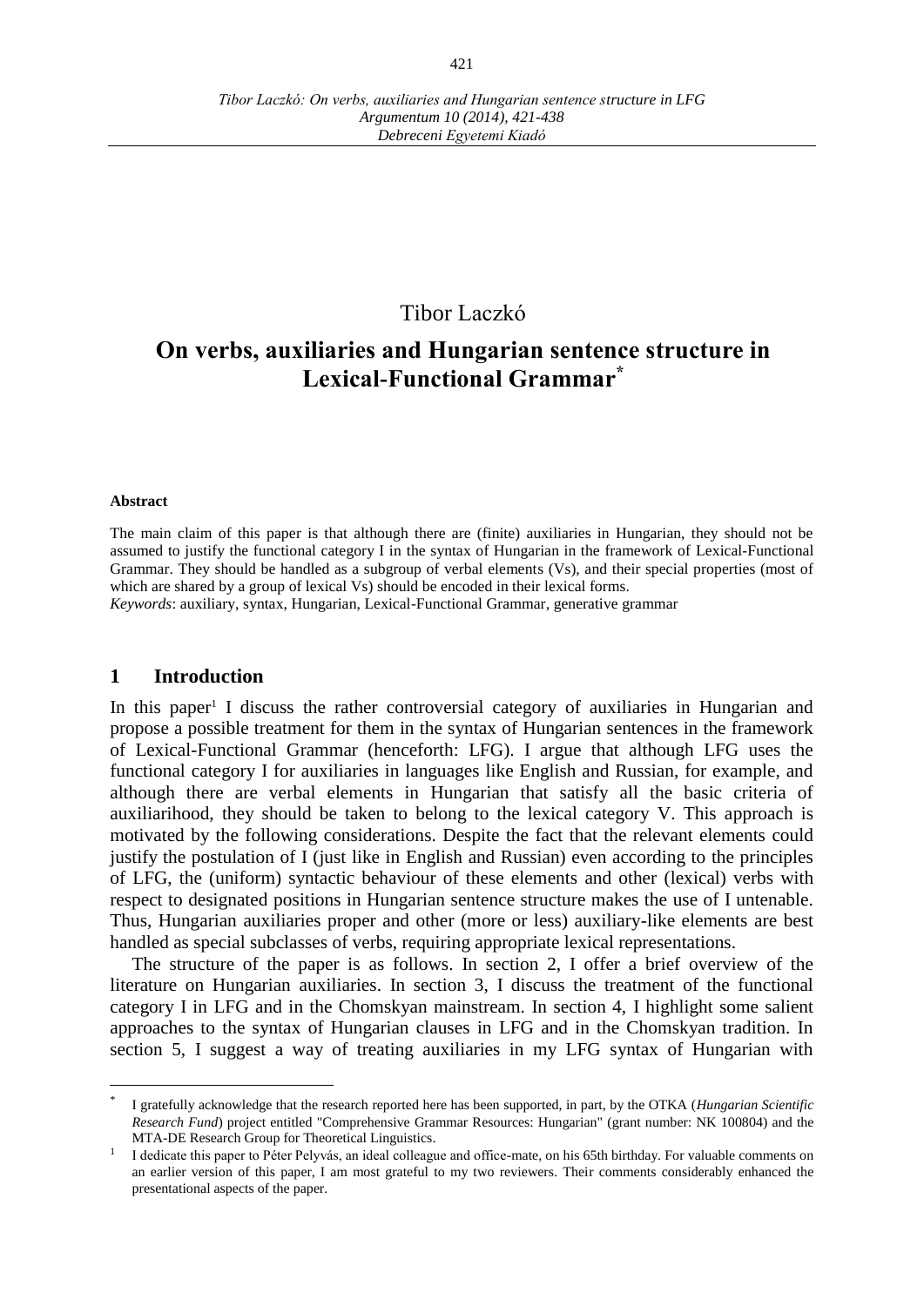Tibor Laczkó

# On verbs, auxiliaries and Hungarian sentence structure in Lexical-Functional Grammar[*]

**Abstract**

The main claim of this paper is that although there are (finite) auxiliaries in Hungarian, they should not be assumed to justify the functional category I in the syntax of Hungarian in the framework of Lexical-Functional Grammar. They should be handled as a subgroup of verbal elements (Vs), and their special properties (most of which are shared by a group of lexical Vs) should be encoded in their lexical forms.

*Keywords*: auxiliary, syntax, Hungarian, Lexical-Functional Grammar, generative grammar

## 1 Introduction

In this paper[1] I discuss the rather controversial category of auxiliaries in Hungarian and propose a possible treatment for them in the syntax of Hungarian sentences in the framework of Lexical-Functional Grammar (henceforth: LFG). I argue that although LFG uses the functional category I for auxiliaries in languages like English and Russian, for example, and although there are verbal elements in Hungarian that satisfy all the basic criteria of auxiliarihood, they should be taken to belong to the lexical category V. This approach is motivated by the following considerations. Despite the fact that the relevant elements could justify the postulation of I (just like in English and Russian) even according to the principles of LFG, the (uniform) syntactic behaviour of these elements and other (lexical) verbs with respect to designated positions in Hungarian sentence structure makes the use of I untenable. Thus, Hungarian auxiliaries proper and other (more or less) auxiliary-like elements are best handled as special subclasses of verbs, requiring appropriate lexical representations.

The structure of the paper is as follows. In section 2, I offer a brief overview of the literature on Hungarian auxiliaries. In section 3, I discuss the treatment of the functional category I in LFG and in the Chomskyan mainstream. In section 4, I highlight some salient approaches to the syntax of Hungarian clauses in LFG and in the Chomskyan tradition. In section 5, I suggest a way of treating auxiliaries in my LFG syntax of Hungarian with

---

[*] I gratefully acknowledge that the research reported here has been supported, in part, by the OTKA (*Hungarian Scientific Research Fund*) project entitled "Comprehensive Grammar Resources: Hungarian" (grant number: NK 100804) and the MTA-DE Research Group for Theoretical Linguistics.

[1] I dedicate this paper to Péter Pelyvás, an ideal colleague and office-mate, on his 65th birthday. For valuable comments on an earlier version of this paper, I am most grateful to my two reviewers. Their comments considerably enhanced the presentational aspects of the paper.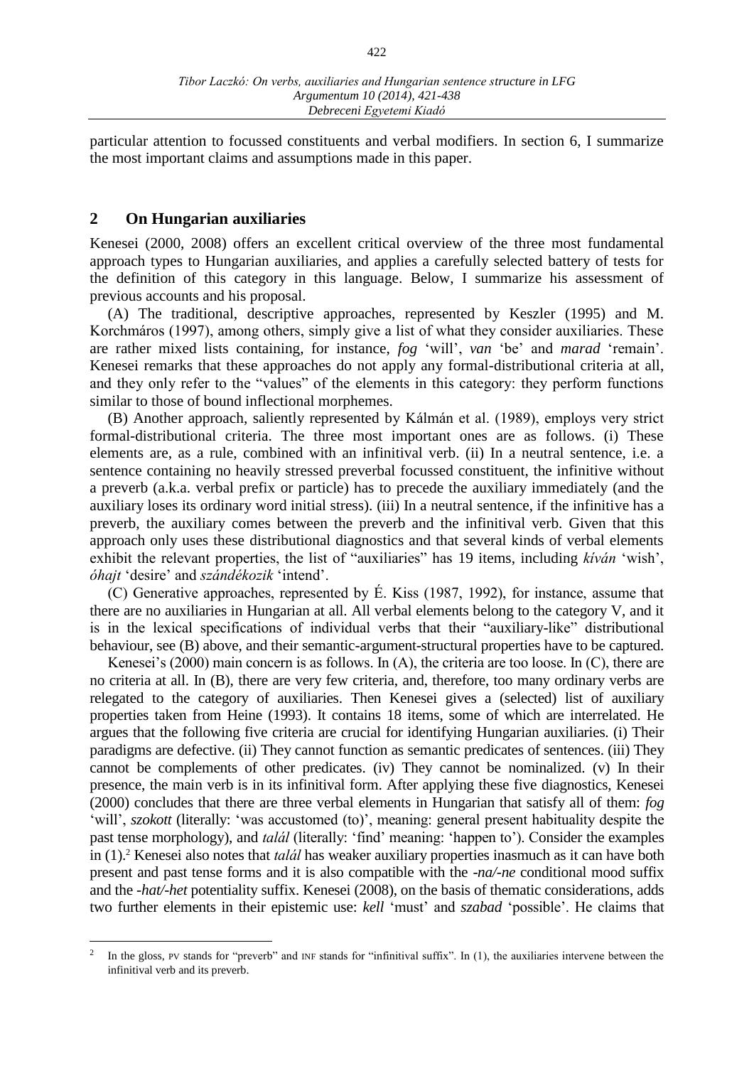particular attention to focussed constituents and verbal modifiers. In section 6, I summarize the most important claims and assumptions made in this paper.

## 2 On Hungarian auxiliaries

Kenesei (2000, 2008) offers an excellent critical overview of the three most fundamental approach types to Hungarian auxiliaries, and applies a carefully selected battery of tests for the definition of this category in this language. Below, I summarize his assessment of previous accounts and his proposal.

(A) The traditional, descriptive approaches, represented by Keszler (1995) and M. Korchmáros (1997), among others, simply give a list of what they consider auxiliaries. These are rather mixed lists containing, for instance, *fog* 'will', *van* 'be' and *marad* 'remain'. Kenesei remarks that these approaches do not apply any formal-distributional criteria at all, and they only refer to the "values" of the elements in this category: they perform functions similar to those of bound inflectional morphemes.

(B) Another approach, saliently represented by Kálmán et al. (1989), employs very strict formal-distributional criteria. The three most important ones are as follows. (i) These elements are, as a rule, combined with an infinitival verb. (ii) In a neutral sentence, i.e. a sentence containing no heavily stressed preverbal focussed constituent, the infinitive without a preverb (a.k.a. verbal prefix or particle) has to precede the auxiliary immediately (and the auxiliary loses its ordinary word initial stress). (iii) In a neutral sentence, if the infinitive has a preverb, the auxiliary comes between the preverb and the infinitival verb. Given that this approach only uses these distributional diagnostics and that several kinds of verbal elements exhibit the relevant properties, the list of "auxiliaries" has 19 items, including *kíván* 'wish', *óhajt* 'desire' and *szándékozik* 'intend'.

(C) Generative approaches, represented by É. Kiss (1987, 1992), for instance, assume that there are no auxiliaries in Hungarian at all. All verbal elements belong to the category V, and it is in the lexical specifications of individual verbs that their "auxiliary-like" distributional behaviour, see (B) above, and their semantic-argument-structural properties have to be captured.

Kenesei's (2000) main concern is as follows. In (A), the criteria are too loose. In (C), there are no criteria at all. In (B), there are very few criteria, and, therefore, too many ordinary verbs are relegated to the category of auxiliaries. Then Kenesei gives a (selected) list of auxiliary properties taken from Heine (1993). It contains 18 items, some of which are interrelated. He argues that the following five criteria are crucial for identifying Hungarian auxiliaries. (i) Their paradigms are defective. (ii) They cannot function as semantic predicates of sentences. (iii) They cannot be complements of other predicates. (iv) They cannot be nominalized. (v) In their presence, the main verb is in its infinitival form. After applying these five diagnostics, Kenesei (2000) concludes that there are three verbal elements in Hungarian that satisfy all of them: *fog* 'will', *szokott* (literally: 'was accustomed (to)', meaning: general present habituality despite the past tense morphology), and *talál* (literally: 'find' meaning: 'happen to'). Consider the examples in (1).[2] Kenesei also notes that *talál* has weaker auxiliary properties inasmuch as it can have both present and past tense forms and it is also compatible with the *-na/-ne* conditional mood suffix and the *-hat/-het* potentiality suffix. Kenesei (2008), on the basis of thematic considerations, adds two further elements in their epistemic use: *kell* 'must' and *szabad* 'possible'. He claims that

[2] In the gloss, PV stands for "preverb" and INF stands for "infinitival suffix". In (1), the auxiliaries intervene between the infinitival verb and its preverb.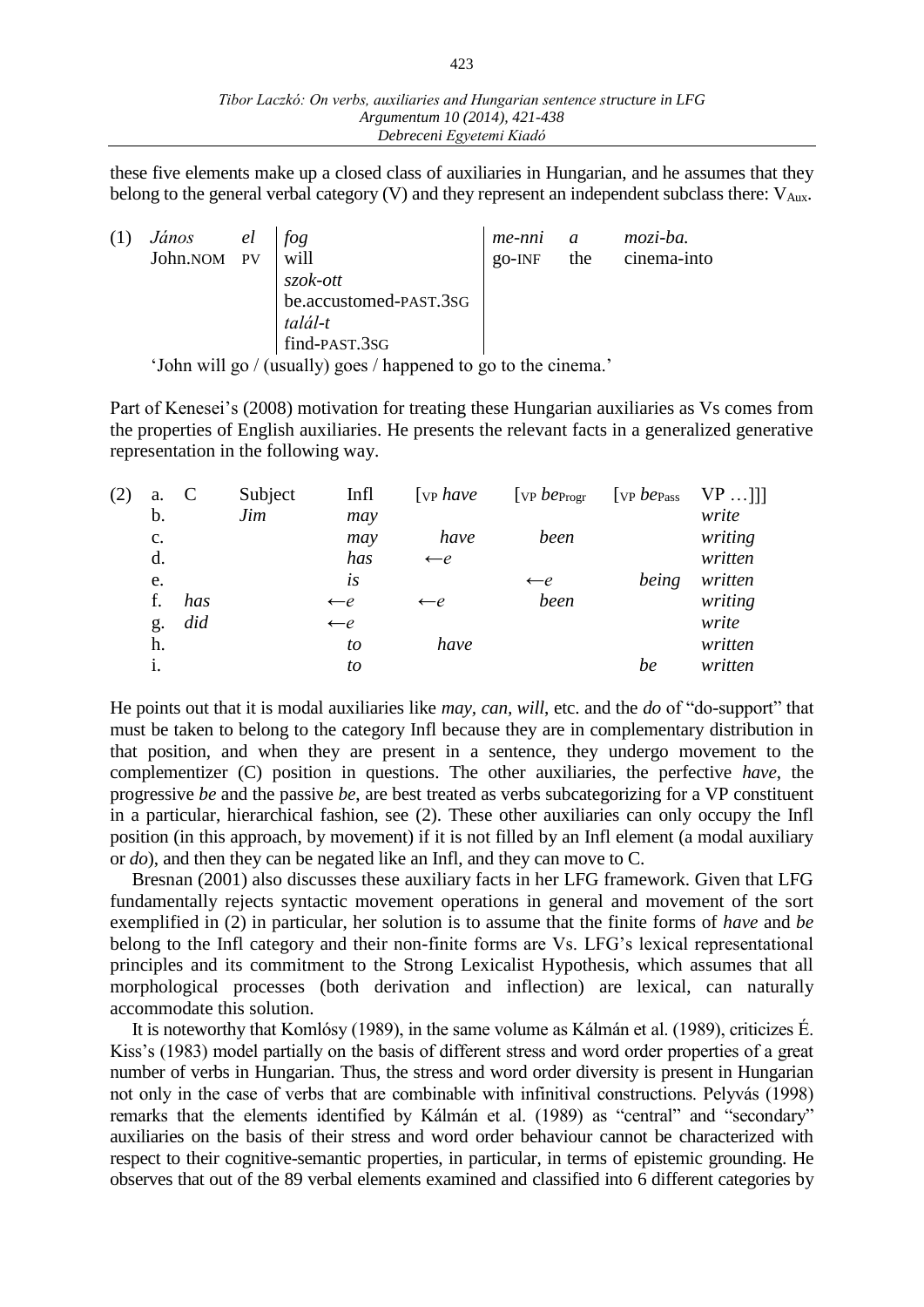these five elements make up a closed class of auxiliaries in Hungarian, and he assumes that they belong to the general verbal category (V) and they represent an independent subclass there: $V_{Aux}$.

(1)

| | | | | | |
|---|---|---|---|---|---|
| *János* | *el* | *fog* | *me-nni* | *a* | *mozi-ba.* |
| John.NOM | PV | will | go-INF | the | cinema-into |
| | | *szok-ott* | | | |
| | | be.accustomed-PAST.3SG | | | |
| | | *talál-t* | | | |
| | | find-PAST.3SG | | | |

'John will go / (usually) goes / happened to go to the cinema.'

Part of Kenesei's (2008) motivation for treating these Hungarian auxiliaries as Vs comes from the properties of English auxiliaries. He presents the relevant facts in a generalized generative representation in the following way.

(2)

| | C | Subject | Infl | [VP *have* | [VP *be*Progr | [VP *be*Pass | VP …]]] |
|---|---|---|---|---|---|---|---|
| a. | | | | | | | |
| b. | | *Jim* | *may* | | | | *write* |
| c. | | | *may* | *have* | *been* | | *writing* |
| d. | | | *has* | ←*e* | | | *written* |
| e. | | | *is* | | ←*e* | *being* | *written* |
| f. | *has* | | ←*e* | ←*e* | *been* | | *writing* |
| g. | *did* | | ←*e* | | | | *write* |
| h. | | | *to* | *have* | | | *written* |
| i. | | | *to* | | | *be* | *written* |

He points out that it is modal auxiliaries like *may*, *can*, *will*, etc. and the *do* of "do-support" that must be taken to belong to the category Infl because they are in complementary distribution in that position, and when they are present in a sentence, they undergo movement to the complementizer (C) position in questions. The other auxiliaries, the perfective *have*, the progressive *be* and the passive *be*, are best treated as verbs subcategorizing for a VP constituent in a particular, hierarchical fashion, see (2). These other auxiliaries can only occupy the Infl position (in this approach, by movement) if it is not filled by an Infl element (a modal auxiliary or *do*), and then they can be negated like an Infl, and they can move to C.

Bresnan (2001) also discusses these auxiliary facts in her LFG framework. Given that LFG fundamentally rejects syntactic movement operations in general and movement of the sort exemplified in (2) in particular, her solution is to assume that the finite forms of *have* and *be* belong to the Infl category and their non-finite forms are Vs. LFG's lexical representational principles and its commitment to the Strong Lexicalist Hypothesis, which assumes that all morphological processes (both derivation and inflection) are lexical, can naturally accommodate this solution.

It is noteworthy that Komlósy (1989), in the same volume as Kálmán et al. (1989), criticizes É. Kiss's (1983) model partially on the basis of different stress and word order properties of a great number of verbs in Hungarian. Thus, the stress and word order diversity is present in Hungarian not only in the case of verbs that are combinable with infinitival constructions. Pelyvás (1998) remarks that the elements identified by Kálmán et al. (1989) as "central" and "secondary" auxiliaries on the basis of their stress and word order behaviour cannot be characterized with respect to their cognitive-semantic properties, in particular, in terms of epistemic grounding. He observes that out of the 89 verbal elements examined and classified into 6 different categories by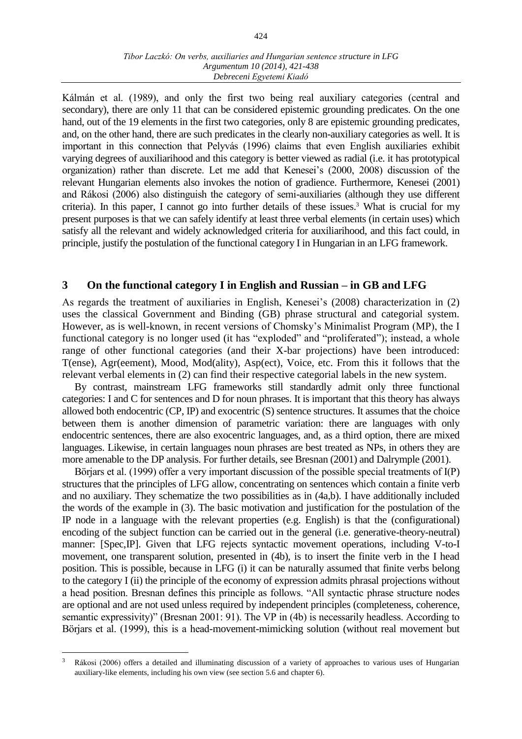Kálmán et al. (1989), and only the first two being real auxiliary categories (central and secondary), there are only 11 that can be considered epistemic grounding predicates. On the one hand, out of the 19 elements in the first two categories, only 8 are epistemic grounding predicates, and, on the other hand, there are such predicates in the clearly non-auxiliary categories as well. It is important in this connection that Pelyvás (1996) claims that even English auxiliaries exhibit varying degrees of auxiliarihood and this category is better viewed as radial (i.e. it has prototypical organization) rather than discrete. Let me add that Kenesei's (2000, 2008) discussion of the relevant Hungarian elements also invokes the notion of gradience. Furthermore, Kenesei (2001) and Rákosi (2006) also distinguish the category of semi-auxiliaries (although they use different criteria). In this paper, I cannot go into further details of these issues.[3] What is crucial for my present purposes is that we can safely identify at least three verbal elements (in certain uses) which satisfy all the relevant and widely acknowledged criteria for auxiliarihood, and this fact could, in principle, justify the postulation of the functional category I in Hungarian in an LFG framework.

## 3 On the functional category I in English and Russian – in GB and LFG

As regards the treatment of auxiliaries in English, Kenesei's (2008) characterization in (2) uses the classical Government and Binding (GB) phrase structural and categorial system. However, as is well-known, in recent versions of Chomsky's Minimalist Program (MP), the I functional category is no longer used (it has "exploded" and "proliferated"); instead, a whole range of other functional categories (and their X-bar projections) have been introduced: T(ense), Agr(eement), Mood, Mod(ality), Asp(ect), Voice, etc. From this it follows that the relevant verbal elements in (2) can find their respective categorial labels in the new system.

By contrast, mainstream LFG frameworks still standardly admit only three functional categories: I and C for sentences and D for noun phrases. It is important that this theory has always allowed both endocentric (CP, IP) and exocentric (S) sentence structures. It assumes that the choice between them is another dimension of parametric variation: there are languages with only endocentric sentences, there are also exocentric languages, and, as a third option, there are mixed languages. Likewise, in certain languages noun phrases are best treated as NPs, in others they are more amenable to the DP analysis. For further details, see Bresnan (2001) and Dalrymple (2001).

Börjars et al. (1999) offer a very important discussion of the possible special treatments of I(P) structures that the principles of LFG allow, concentrating on sentences which contain a finite verb and no auxiliary. They schematize the two possibilities as in (4a,b). I have additionally included the words of the example in (3). The basic motivation and justification for the postulation of the IP node in a language with the relevant properties (e.g. English) is that the (configurational) encoding of the subject function can be carried out in the general (i.e. generative-theory-neutral) manner: [Spec,IP]. Given that LFG rejects syntactic movement operations, including V-to-I movement, one transparent solution, presented in (4b), is to insert the finite verb in the I head position. This is possible, because in LFG (i) it can be naturally assumed that finite verbs belong to the category I (ii) the principle of the economy of expression admits phrasal projections without a head position. Bresnan defines this principle as follows. "All syntactic phrase structure nodes are optional and are not used unless required by independent principles (completeness, coherence, semantic expressivity)" (Bresnan 2001: 91). The VP in (4b) is necessarily headless. According to Börjars et al. (1999), this is a head-movement-mimicking solution (without real movement but

---

[3] Rákosi (2006) offers a detailed and illuminating discussion of a variety of approaches to various uses of Hungarian auxiliary-like elements, including his own view (see section 5.6 and chapter 6).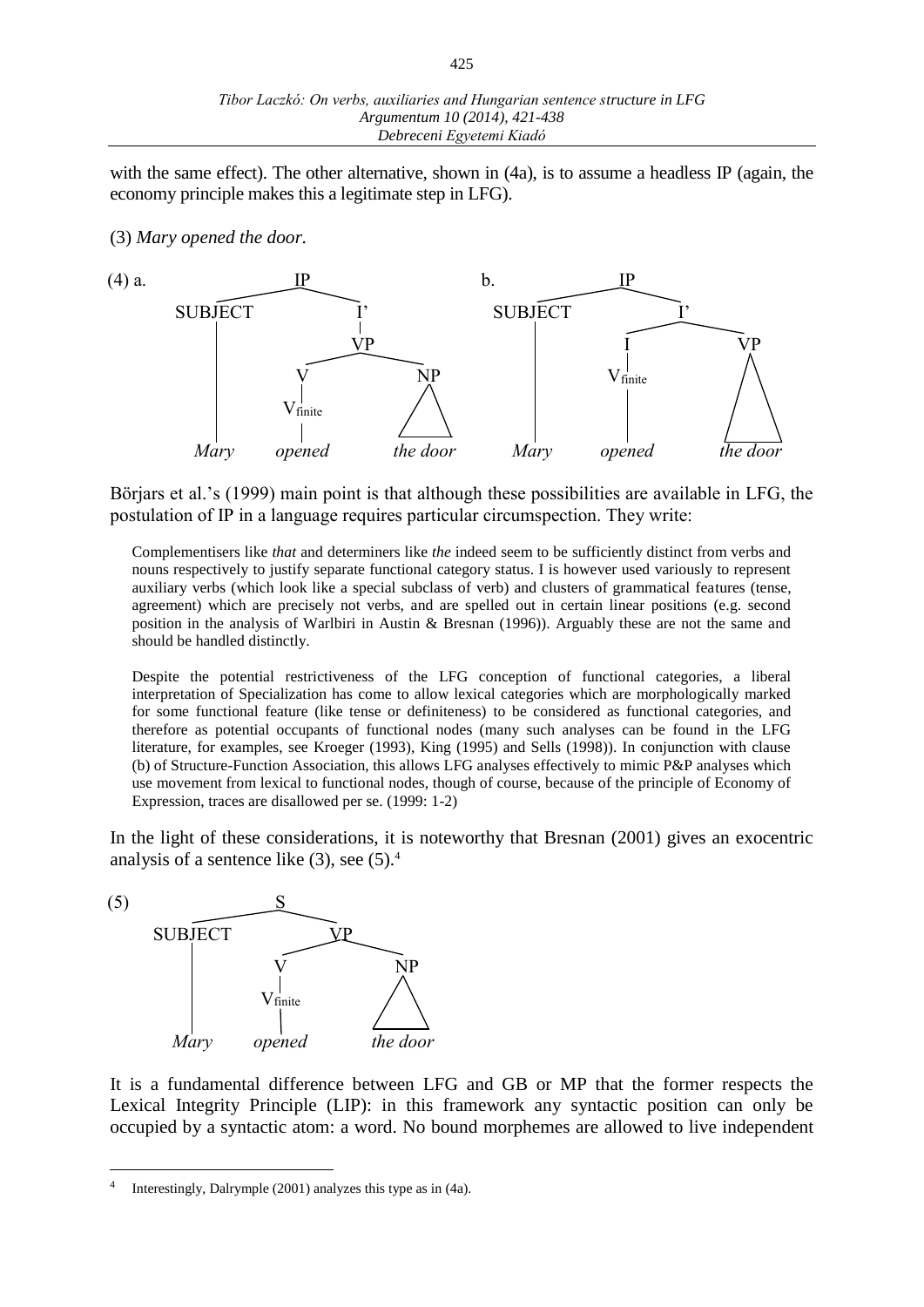with the same effect). The other alternative, shown in (4a), is to assume a headless IP (again, the economy principle makes this a legitimate step in LFG).

(3) *Mary opened the door.*

(4) a.

```
              IP
           /      \
    SUBJECT        I'
       |           |
       |           VP
       |         /    \
       |        V      NP
       |        |      /\
       |     V_finite /  \
       |        |
     Mary    opened  the door
```

b.

```
              IP
           /      \
    SUBJECT        I'
       |         /    \
       |        I      VP
       |        |      /\
       |     V_finite /  \
       |        |
     Mary    opened  the door
```

Börjars et al.'s (1999) main point is that although these possibilities are available in LFG, the postulation of IP in a language requires particular circumspection. They write:

> Complementisers like *that* and determiners like *the* indeed seem to be sufficiently distinct from verbs and nouns respectively to justify separate functional category status. I is however used variously to represent auxiliary verbs (which look like a special subclass of verb) and clusters of grammatical features (tense, agreement) which are precisely not verbs, and are spelled out in certain linear positions (e.g. second position in the analysis of Warlbiri in Austin & Bresnan (1996)). Arguably these are not the same and should be handled distinctly.
>
> Despite the potential restrictiveness of the LFG conception of functional categories, a liberal interpretation of Specialization has come to allow lexical categories which are morphologically marked for some functional feature (like tense or definiteness) to be considered as functional categories, and therefore as potential occupants of functional nodes (many such analyses can be found in the LFG literature, for examples, see Kroeger (1993), King (1995) and Sells (1998)). In conjunction with clause (b) of Structure-Function Association, this allows LFG analyses effectively to mimic P&P analyses which use movement from lexical to functional nodes, though of course, because of the principle of Economy of Expression, traces are disallowed per se. (1999: 1-2)

In the light of these considerations, it is noteworthy that Bresnan (2001) gives an exocentric analysis of a sentence like (3), see (5).[4]

(5)

```
              S
           /      \
    SUBJECT        VP
       |         /    \
       |        V      NP
       |        |      /\
       |     V_finite /  \
       |        |
     Mary    opened  the door
```

It is a fundamental difference between LFG and GB or MP that the former respects the Lexical Integrity Principle (LIP): in this framework any syntactic position can only be occupied by a syntactic atom: a word. No bound morphemes are allowed to live independent

---

[4] Interestingly, Dalrymple (2001) analyzes this type as in (4a).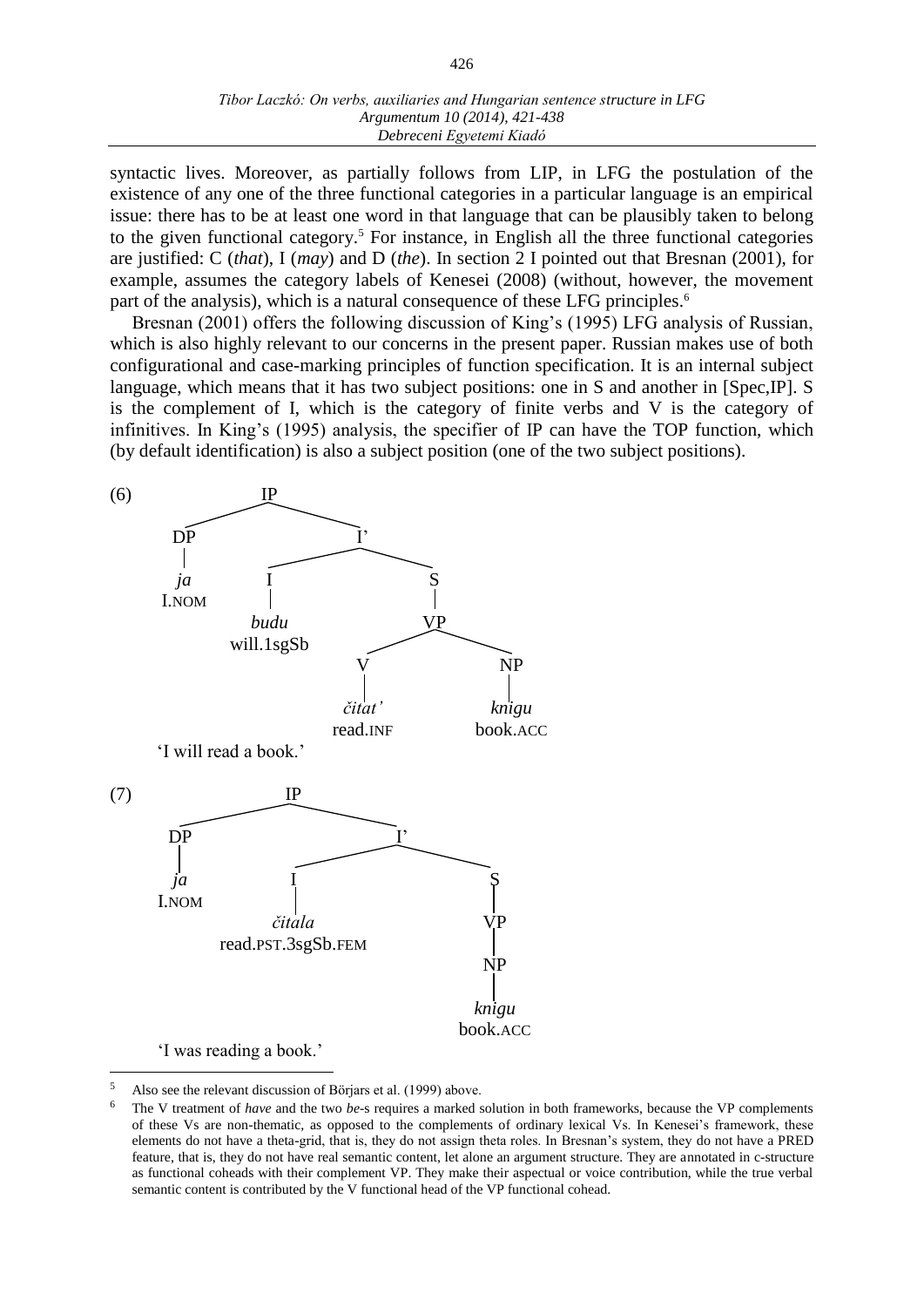syntactic lives. Moreover, as partially follows from LIP, in LFG the postulation of the existence of any one of the three functional categories in a particular language is an empirical issue: there has to be at least one word in that language that can be plausibly taken to belong to the given functional category.[5] For instance, in English all the three functional categories are justified: C (*that*), I (*may*) and D (*the*). In section 2 I pointed out that Bresnan (2001), for example, assumes the category labels of Kenesei (2008) (without, however, the movement part of the analysis), which is a natural consequence of these LFG principles.[6]

Bresnan (2001) offers the following discussion of King's (1995) LFG analysis of Russian, which is also highly relevant to our concerns in the present paper. Russian makes use of both configurational and case-marking principles of function specification. It is an internal subject language, which means that it has two subject positions: one in S and another in [Spec,IP]. S is the complement of I, which is the category of finite verbs and V is the category of infinitives. In King's (1995) analysis, the specifier of IP can have the TOP function, which (by default identification) is also a subject position (one of the two subject positions).

(6)

```
IP
├── DP
│   └── ja
│       I.NOM
└── I'
    ├── I
    │   └── budu
    │       will.1sgSb
    └── S
        └── VP
            ├── V
            │   └── čitat'
            │       read.INF
            └── NP
                └── knigu
                    book.ACC
```

'I will read a book.'

(7)

```
IP
├── DP
│   └── ja
│       I.NOM
└── I'
    ├── I
    │   └── čitala
    │       read.PST.3sgSb.FEM
    └── S
        └── VP
            └── NP
                └── knigu
                    book.ACC
```

'I was reading a book.'

---

[5] Also see the relevant discussion of Börjars et al. (1999) above.

[6] The V treatment of *have* and the two *be*-s requires a marked solution in both frameworks, because the VP complements of these Vs are non-thematic, as opposed to the complements of ordinary lexical Vs. In Kenesei's framework, these elements do not have a theta-grid, that is, they do not assign theta roles. In Bresnan's system, they do not have a PRED feature, that is, they do not have real semantic content, let alone an argument structure. They are annotated in c-structure as functional coheads with their complement VP. They make their aspectual or voice contribution, while the true verbal semantic content is contributed by the V functional head of the VP functional cohead.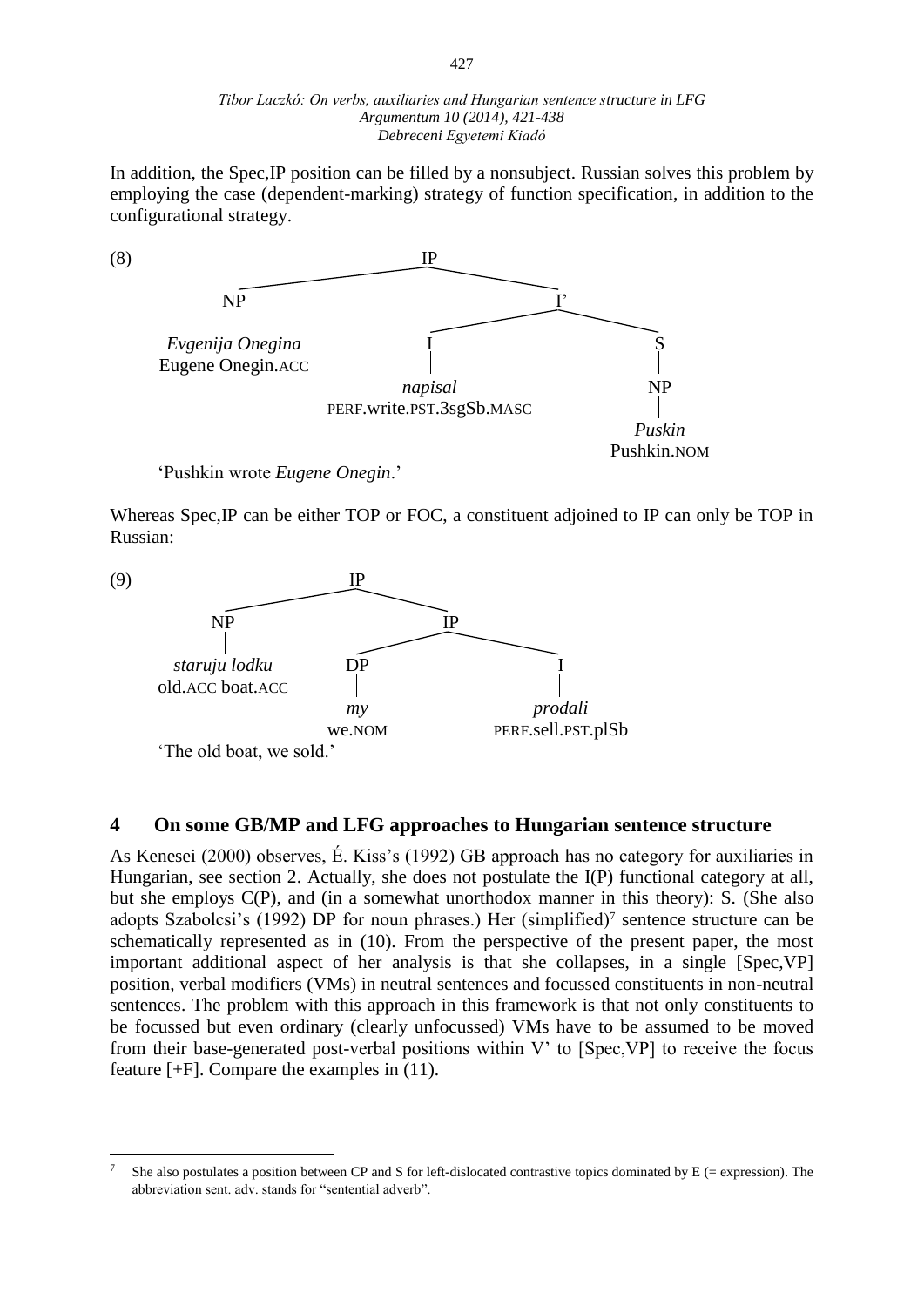In addition, the Spec,IP position can be filled by a nonsubject. Russian solves this problem by employing the case (dependent-marking) strategy of function specification, in addition to the configurational strategy.

(8)

```
IP
├── NP
│   └── Evgenija Onegina
│       Eugene Onegin.ACC
└── I'
    ├── I
    │   └── napisal
    │       PERF.write.PST.3sgSb.MASC
    └── S
        └── NP
            └── Puskin
                Pushkin.NOM
```

'Pushkin wrote *Eugene Onegin*.'

Whereas Spec,IP can be either TOP or FOC, a constituent adjoined to IP can only be TOP in Russian:

(9)

```
IP
├── NP
│   └── staruju lodku
│       old.ACC boat.ACC
└── IP
    ├── DP
    │   └── my
    │       we.NOM
    └── I
        └── prodali
            PERF.sell.PST.plSb
```

'The old boat, we sold.'

## 4 On some GB/MP and LFG approaches to Hungarian sentence structure

As Kenesei (2000) observes, É. Kiss's (1992) GB approach has no category for auxiliaries in Hungarian, see section 2. Actually, she does not postulate the I(P) functional category at all, but she employs C(P), and (in a somewhat unorthodox manner in this theory): S. (She also adopts Szabolcsi's (1992) DP for noun phrases.) Her (simplified)[7] sentence structure can be schematically represented as in (10). From the perspective of the present paper, the most important additional aspect of her analysis is that she collapses, in a single [Spec,VP] position, verbal modifiers (VMs) in neutral sentences and focussed constituents in non-neutral sentences. The problem with this approach in this framework is that not only constituents to be focussed but even ordinary (clearly unfocussed) VMs have to be assumed to be moved from their base-generated post-verbal positions within V' to [Spec,VP] to receive the focus feature [+F]. Compare the examples in (11).

---

[7] She also postulates a position between CP and S for left-dislocated contrastive topics dominated by E (= expression). The abbreviation sent. adv. stands for "sentential adverb".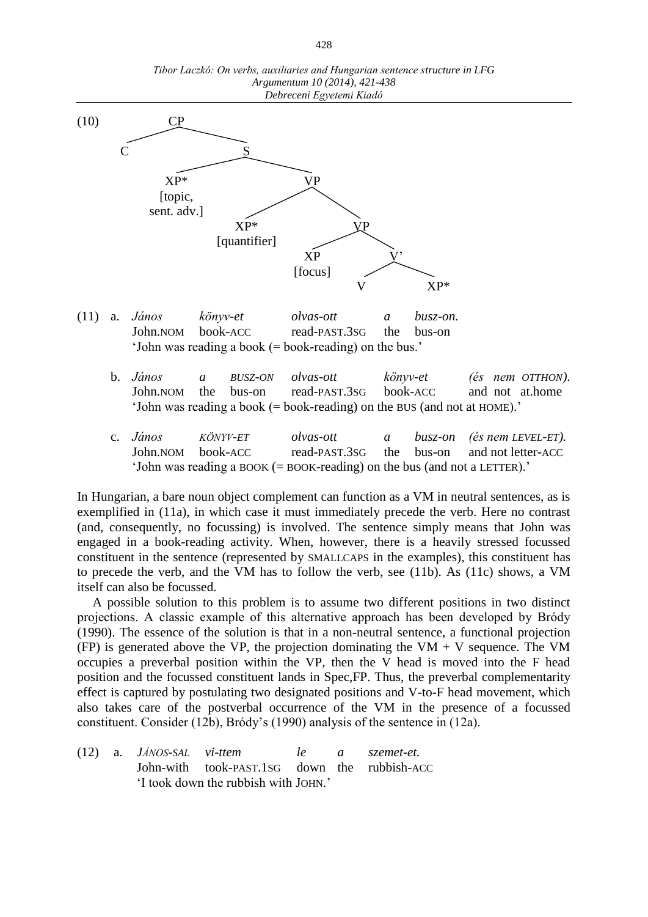(10)

```
CP
├── C
└── S
    ├── XP* [topic, sent. adv.]
    └── VP
        ├── XP* [quantifier]
        └── VP
            ├── XP [focus]
            └── V'
                ├── V
                └── XP*
```

(11) a. *János könyv-et olvas-ott a busz-on.*
John.NOM book-ACC read-PAST.3SG the bus-on
'John was reading a book (= book-reading) on the bus.'

b. *János a BUSZ-ON olvas-ott könyv-et (és nem OTTHON).*
John.NOM the bus-on read-PAST.3SG book-ACC and not at.home
'John was reading a book (= book-reading) on the BUS (and not at HOME).'

c. *János KÖNYV-ET olvas-ott a busz-on (és nem LEVEL-ET).*
John.NOM book-ACC read-PAST.3SG the bus-on and not letter-ACC
'John was reading a BOOK (= BOOK-reading) on the bus (and not a LETTER).'

In Hungarian, a bare noun object complement can function as a VM in neutral sentences, as is exemplified in (11a), in which case it must immediately precede the verb. Here no contrast (and, consequently, no focussing) is involved. The sentence simply means that John was engaged in a book-reading activity. When, however, there is a heavily stressed focussed constituent in the sentence (represented by SMALLCAPS in the examples), this constituent has to precede the verb, and the VM has to follow the verb, see (11b). As (11c) shows, a VM itself can also be focussed.

A possible solution to this problem is to assume two different positions in two distinct projections. A classic example of this alternative approach has been developed by Bródy (1990). The essence of the solution is that in a non-neutral sentence, a functional projection (FP) is generated above the VP, the projection dominating the VM + V sequence. The VM occupies a preverbal position within the VP, then the V head is moved into the F head position and the focussed constituent lands in Spec,FP. Thus, the preverbal complementarity effect is captured by postulating two designated positions and V-to-F head movement, which also takes care of the postverbal occurrence of the VM in the presence of a focussed constituent. Consider (12b), Bródy's (1990) analysis of the sentence in (12a).

(12) a. *JÁNOS-SAL vi-ttem le a szemet-et.*
John-with took-PAST.1SG down the rubbish-ACC
'I took down the rubbish with JOHN.'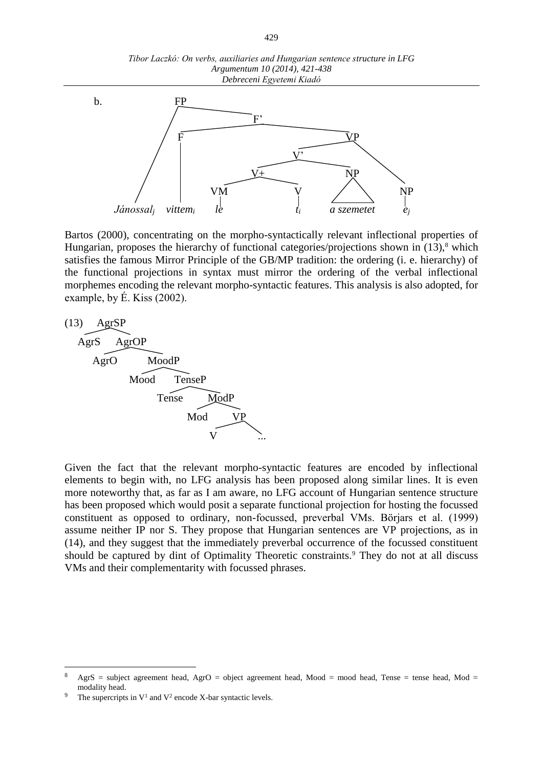b.

```
FP
├── Jánossal_j
└── F'
    ├── F
    │   └── vittem_i
    └── VP
        ├── V'
        │   ├── V+
        │   │   ├── VM
        │   │   │   └── le
        │   │   └── V
        │   │       └── t_i
        │   └── NP
        │       └── a szemetet
        └── NP
            └── e_j
```

Bartos (2000), concentrating on the morpho-syntactically relevant inflectional properties of Hungarian, proposes the hierarchy of functional categories/projections shown in (13),[8] which satisfies the famous Mirror Principle of the GB/MP tradition: the ordering (i. e. hierarchy) of the functional projections in syntax must mirror the ordering of the verbal inflectional morphemes encoding the relevant morpho-syntactic features. This analysis is also adopted, for example, by É. Kiss (2002).

(13)

```
AgrSP
├── AgrS
└── AgrOP
    ├── AgrO
    └── MoodP
        ├── Mood
        └── TenseP
            ├── Tense
            └── ModP
                ├── Mod
                └── VP
                    ├── V
                    └── ...
```

Given the fact that the relevant morpho-syntactic features are encoded by inflectional elements to begin with, no LFG analysis has been proposed along similar lines. It is even more noteworthy that, as far as I am aware, no LFG account of Hungarian sentence structure has been proposed which would posit a separate functional projection for hosting the focussed constituent as opposed to ordinary, non-focussed, preverbal VMs. Börjars et al. (1999) assume neither IP nor S. They propose that Hungarian sentences are VP projections, as in (14), and they suggest that the immediately preverbal occurrence of the focussed constituent should be captured by dint of Optimality Theoretic constraints.[9] They do not at all discuss VMs and their complementarity with focussed phrases.

---

[8] AgrS = subject agreement head, AgrO = object agreement head, Mood = mood head, Tense = tense head, Mod = modality head.

[9] The supercripts in $V^1$ and $V^2$ encode X-bar syntactic levels.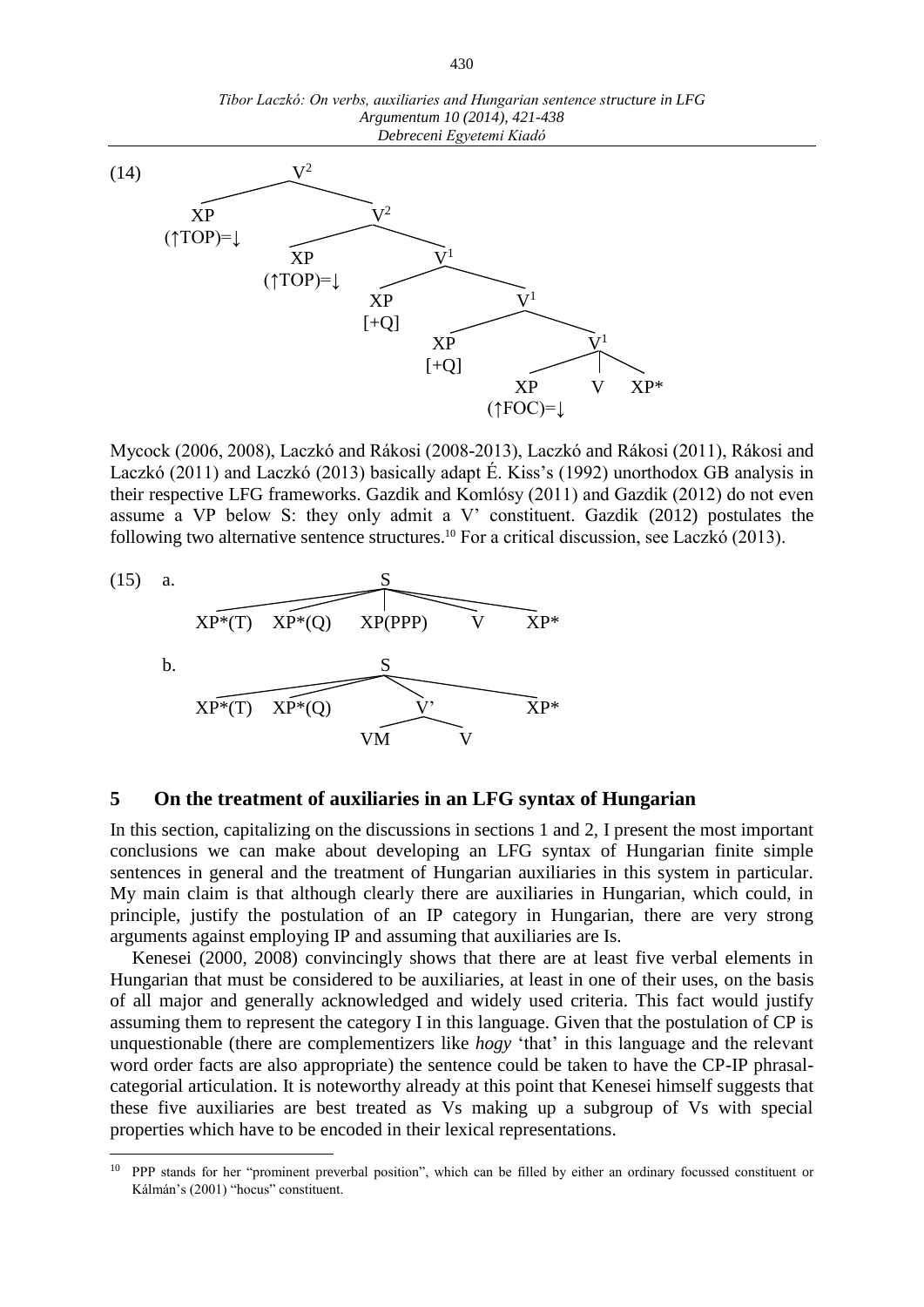(14)

```
V²
├── XP (↑TOP)=↓
└── V²
    ├── XP (↑TOP)=↓
    └── V¹
        ├── XP [+Q]
        └── V¹
            ├── XP [+Q]
            └── V¹
                ├── XP (↑FOC)=↓
                ├── V
                └── XP*
```

Mycock (2006, 2008), Laczkó and Rákosi (2008-2013), Laczkó and Rákosi (2011), Rákosi and Laczkó (2011) and Laczkó (2013) basically adapt É. Kiss's (1992) unorthodox GB analysis in their respective LFG frameworks. Gazdik and Komlósy (2011) and Gazdik (2012) do not even assume a VP below S: they only admit a V' constituent. Gazdik (2012) postulates the following two alternative sentence structures.[10] For a critical discussion, see Laczkó (2013).

(15) a.

```
S
├── XP*(T)
├── XP*(Q)
├── XP(PPP)
├── V
└── XP*
```

b.

```
S
├── XP*(T)
├── XP*(Q)
├── V'
│   ├── VM
│   └── V
└── XP*
```

## 5 On the treatment of auxiliaries in an LFG syntax of Hungarian

In this section, capitalizing on the discussions in sections 1 and 2, I present the most important conclusions we can make about developing an LFG syntax of Hungarian finite simple sentences in general and the treatment of Hungarian auxiliaries in this system in particular. My main claim is that although clearly there are auxiliaries in Hungarian, which could, in principle, justify the postulation of an IP category in Hungarian, there are very strong arguments against employing IP and assuming that auxiliaries are Is.

Kenesei (2000, 2008) convincingly shows that there are at least five verbal elements in Hungarian that must be considered to be auxiliaries, at least in one of their uses, on the basis of all major and generally acknowledged and widely used criteria. This fact would justify assuming them to represent the category I in this language. Given that the postulation of CP is unquestionable (there are complementizers like *hogy* 'that' in this language and the relevant word order facts are also appropriate) the sentence could be taken to have the CP-IP phrasal-categorial articulation. It is noteworthy already at this point that Kenesei himself suggests that these five auxiliaries are best treated as Vs making up a subgroup of Vs with special properties which have to be encoded in their lexical representations.

[10] PPP stands for her "prominent preverbal position", which can be filled by either an ordinary focussed constituent or Kálmán's (2001) "hocus" constituent.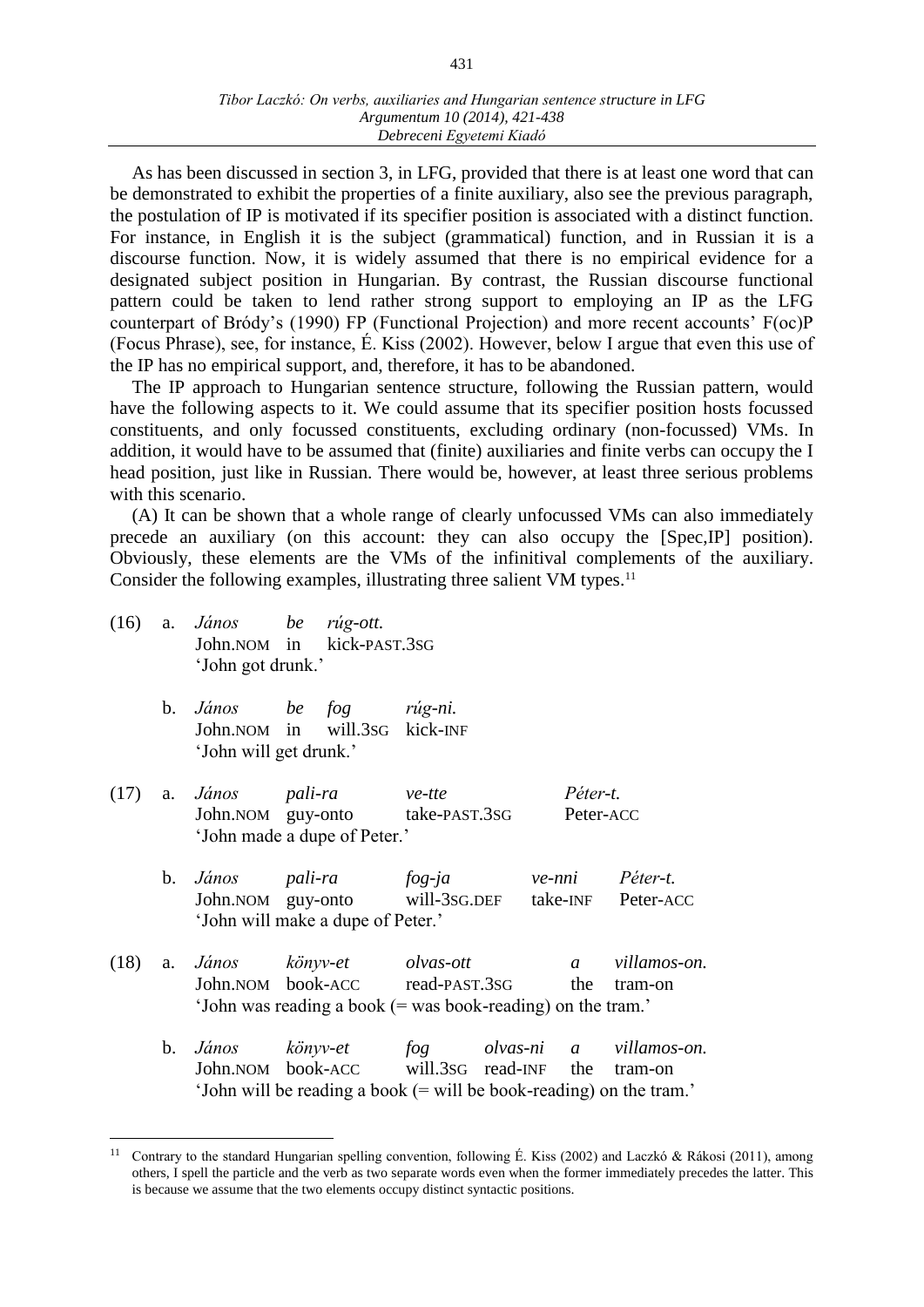As has been discussed in section 3, in LFG, provided that there is at least one word that can be demonstrated to exhibit the properties of a finite auxiliary, also see the previous paragraph, the postulation of IP is motivated if its specifier position is associated with a distinct function. For instance, in English it is the subject (grammatical) function, and in Russian it is a discourse function. Now, it is widely assumed that there is no empirical evidence for a designated subject position in Hungarian. By contrast, the Russian discourse functional pattern could be taken to lend rather strong support to employing an IP as the LFG counterpart of Bródy's (1990) FP (Functional Projection) and more recent accounts' F(oc)P (Focus Phrase), see, for instance, É. Kiss (2002). However, below I argue that even this use of the IP has no empirical support, and, therefore, it has to be abandoned.

The IP approach to Hungarian sentence structure, following the Russian pattern, would have the following aspects to it. We could assume that its specifier position hosts focussed constituents, and only focussed constituents, excluding ordinary (non-focussed) VMs. In addition, it would have to be assumed that (finite) auxiliaries and finite verbs can occupy the I head position, just like in Russian. There would be, however, at least three serious problems with this scenario.

(A) It can be shown that a whole range of clearly unfocussed VMs can also immediately precede an auxiliary (on this account: they can also occupy the [Spec,IP] position). Obviously, these elements are the VMs of the infinitival complements of the auxiliary. Consider the following examples, illustrating three salient VM types.[11]

(16) a. *János be rúg-ott.*
John.NOM in kick-PAST.3SG
'John got drunk.'

b. *János be fog rúg-ni.*
John.NOM in will.3SG kick-INF
'John will get drunk.'

(17) a. *János pali-ra ve-tte Péter-t.*
John.NOM guy-onto take-PAST.3SG Peter-ACC
'John made a dupe of Peter.'

b. *János pali-ra fog-ja ve-nni Péter-t.*
John.NOM guy-onto will-3SG.DEF take-INF Peter-ACC
'John will make a dupe of Peter.'

(18) a. *János könyv-et olvas-ott a villamos-on.*
John.NOM book-ACC read-PAST.3SG the tram-on
'John was reading a book (= was book-reading) on the tram.'

b. *János könyv-et fog olvas-ni a villamos-on.*
John.NOM book-ACC will.3SG read-INF the tram-on
'John will be reading a book (= will be book-reading) on the tram.'

---

[11] Contrary to the standard Hungarian spelling convention, following É. Kiss (2002) and Laczkó & Rákosi (2011), among others, I spell the particle and the verb as two separate words even when the former immediately precedes the latter. This is because we assume that the two elements occupy distinct syntactic positions.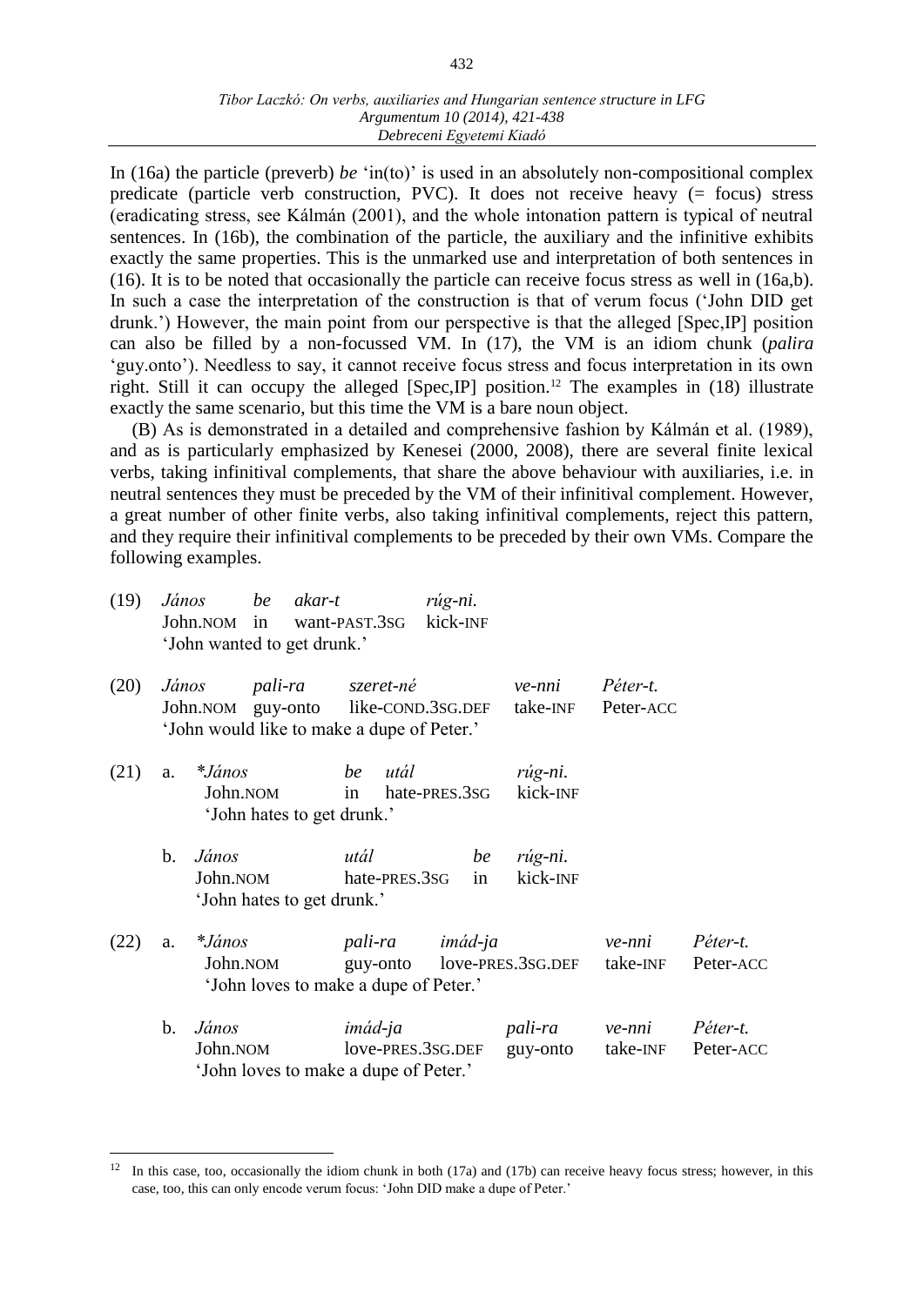In (16a) the particle (preverb) *be* 'in(to)' is used in an absolutely non-compositional complex predicate (particle verb construction, PVC). It does not receive heavy (= focus) stress (eradicating stress, see Kálmán (2001), and the whole intonation pattern is typical of neutral sentences. In (16b), the combination of the particle, the auxiliary and the infinitive exhibits exactly the same properties. This is the unmarked use and interpretation of both sentences in (16). It is to be noted that occasionally the particle can receive focus stress as well in (16a,b). In such a case the interpretation of the construction is that of verum focus ('John DID get drunk.') However, the main point from our perspective is that the alleged [Spec,IP] position can also be filled by a non-focussed VM. In (17), the VM is an idiom chunk (*palira* 'guy.onto'). Needless to say, it cannot receive focus stress and focus interpretation in its own right. Still it can occupy the alleged [Spec,IP] position.[12] The examples in (18) illustrate exactly the same scenario, but this time the VM is a bare noun object.

(B) As is demonstrated in a detailed and comprehensive fashion by Kálmán et al. (1989), and as is particularly emphasized by Kenesei (2000, 2008), there are several finite lexical verbs, taking infinitival complements, that share the above behaviour with auxiliaries, i.e. in neutral sentences they must be preceded by the VM of their infinitival complement. However, a great number of other finite verbs, also taking infinitival complements, reject this pattern, and they require their infinitival complements to be preceded by their own VMs. Compare the following examples.

(19) *János* *be* *akar-t* *rúg-ni.*
John.NOM in want-PAST.3SG kick-INF
'John wanted to get drunk.'

(20) *János* *pali-ra* *szeret-né* *ve-nni* *Péter-t.*
John.NOM guy-onto like-COND.3SG.DEF take-INF Peter-ACC
'John would like to make a dupe of Peter.'

(21) a. *\*János* *be* *utál* *rúg-ni.*
John.NOM in hate-PRES.3SG kick-INF
'John hates to get drunk.'

b. *János* *utál* *be* *rúg-ni.*
John.NOM hate-PRES.3SG in kick-INF
'John hates to get drunk.'

(22) a. *\*János* *pali-ra* *imád-ja* *ve-nni* *Péter-t.*
John.NOM guy-onto love-PRES.3SG.DEF take-INF Peter-ACC
'John loves to make a dupe of Peter.'

b. *János* *imád-ja* *pali-ra* *ve-nni* *Péter-t.*
John.NOM love-PRES.3SG.DEF guy-onto take-INF Peter-ACC
'John loves to make a dupe of Peter.'

---

[12] In this case, too, occasionally the idiom chunk in both (17a) and (17b) can receive heavy focus stress; however, in this case, too, this can only encode verum focus: 'John DID make a dupe of Peter.'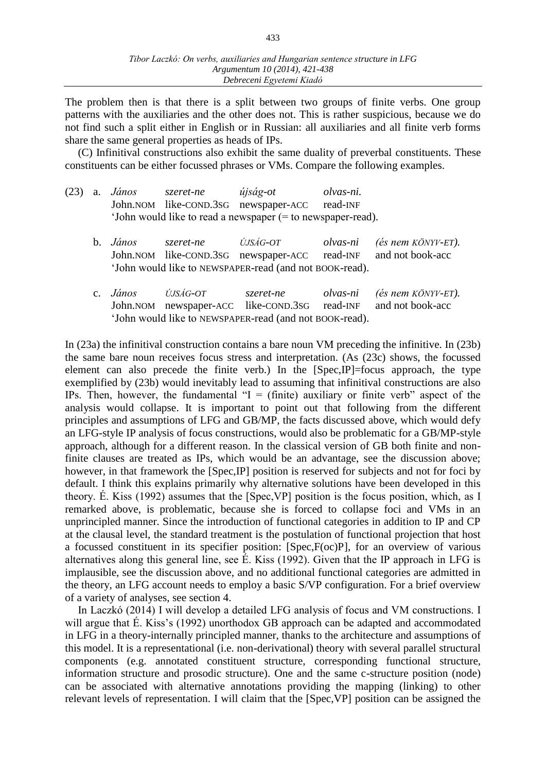The problem then is that there is a split between two groups of finite verbs. One group patterns with the auxiliaries and the other does not. This is rather suspicious, because we do not find such a split either in English or in Russian: all auxiliaries and all finite verb forms share the same general properties as heads of IPs.

(C) Infinitival constructions also exhibit the same duality of preverbal constituents. These constituents can be either focussed phrases or VMs. Compare the following examples.

(23) a. *János* *szeret-ne* *újság-ot* *olvas-ni.*
John.NOM like-COND.3SG newspaper-ACC read-INF
'John would like to read a newspaper (= to newspaper-read).

b. *János* *szeret-ne* *ÚJSÁG-OT* *olvas-ni* *(és nem KÖNYV-ET).*
John.NOM like-COND.3SG newspaper-ACC read-INF and not book-acc
'John would like to NEWSPAPER-read (and not BOOK-read).

c. *János* *ÚJSÁG-OT* *szeret-ne* *olvas-ni* *(és nem KÖNYV-ET).*
John.NOM newspaper-ACC like-COND.3SG read-INF and not book-acc
'John would like to NEWSPAPER-read (and not BOOK-read).

In (23a) the infinitival construction contains a bare noun VM preceding the infinitive. In (23b) the same bare noun receives focus stress and interpretation. (As (23c) shows, the focussed element can also precede the finite verb.) In the [Spec,IP]=focus approach, the type exemplified by (23b) would inevitably lead to assuming that infinitival constructions are also IPs. Then, however, the fundamental "I = (finite) auxiliary or finite verb" aspect of the analysis would collapse. It is important to point out that following from the different principles and assumptions of LFG and GB/MP, the facts discussed above, which would defy an LFG-style IP analysis of focus constructions, would also be problematic for a GB/MP-style approach, although for a different reason. In the classical version of GB both finite and non-finite clauses are treated as IPs, which would be an advantage, see the discussion above; however, in that framework the [Spec,IP] position is reserved for subjects and not for foci by default. I think this explains primarily why alternative solutions have been developed in this theory. É. Kiss (1992) assumes that the [Spec,VP] position is the focus position, which, as I remarked above, is problematic, because she is forced to collapse foci and VMs in an unprincipled manner. Since the introduction of functional categories in addition to IP and CP at the clausal level, the standard treatment is the postulation of functional projection that host a focussed constituent in its specifier position: [Spec,F(oc)P], for an overview of various alternatives along this general line, see É. Kiss (1992). Given that the IP approach in LFG is implausible, see the discussion above, and no additional functional categories are admitted in the theory, an LFG account needs to employ a basic S/VP configuration. For a brief overview of a variety of analyses, see section 4.

In Laczkó (2014) I will develop a detailed LFG analysis of focus and VM constructions. I will argue that É. Kiss's (1992) unorthodox GB approach can be adapted and accommodated in LFG in a theory-internally principled manner, thanks to the architecture and assumptions of this model. It is a representational (i.e. non-derivational) theory with several parallel structural components (e.g. annotated constituent structure, corresponding functional structure, information structure and prosodic structure). One and the same c-structure position (node) can be associated with alternative annotations providing the mapping (linking) to other relevant levels of representation. I will claim that the [Spec,VP] position can be assigned the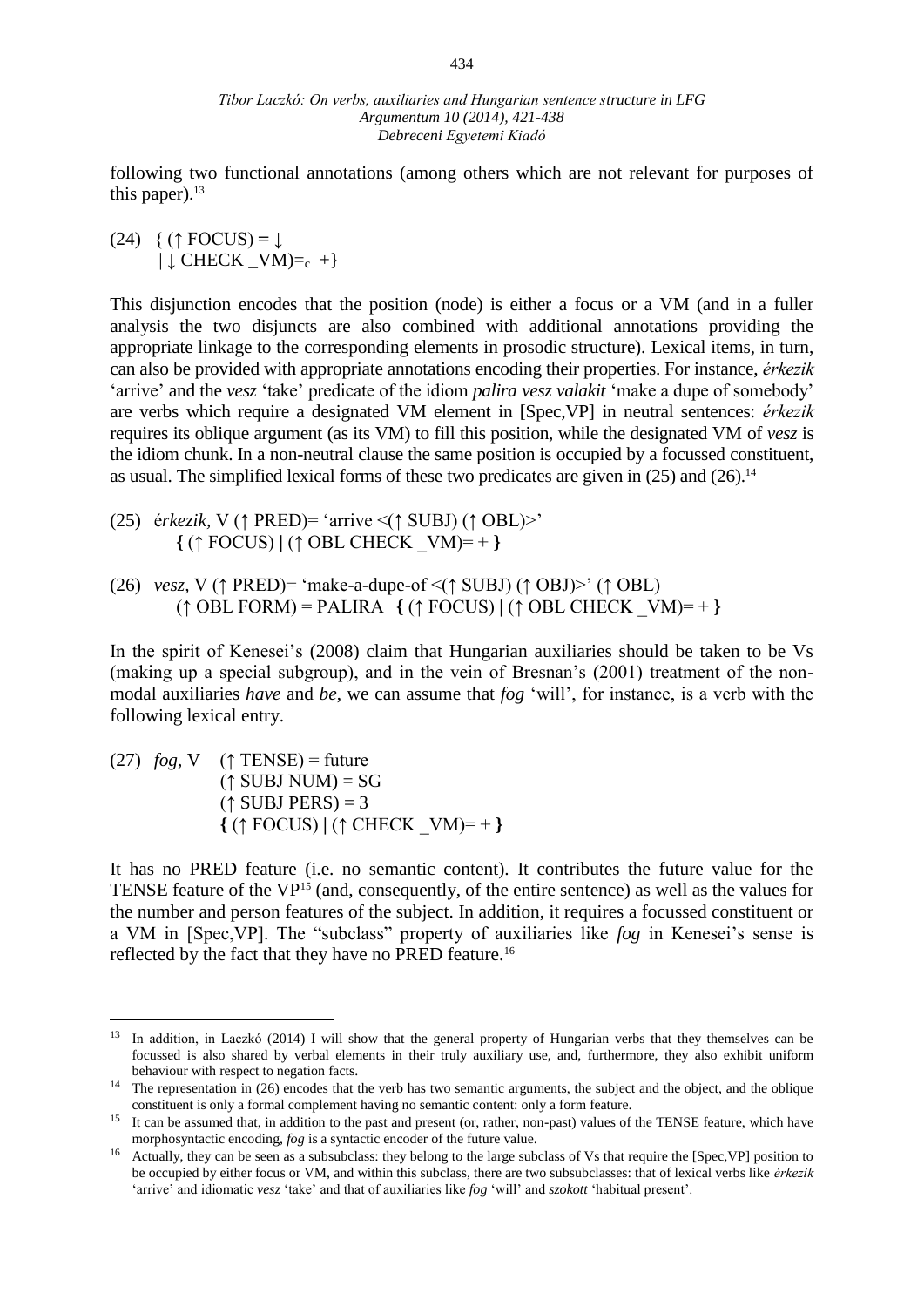following two functional annotations (among others which are not relevant for purposes of this paper).[13]

(24) { (↑ FOCUS) = ↓
  | ↓ CHECK _VM)=$_c$ +}

This disjunction encodes that the position (node) is either a focus or a VM (and in a fuller analysis the two disjuncts are also combined with additional annotations providing the appropriate linkage to the corresponding elements in prosodic structure). Lexical items, in turn, can also be provided with appropriate annotations encoding their properties. For instance, *érkezik* 'arrive' and the *vesz* 'take' predicate of the idiom *palira vesz valakit* 'make a dupe of somebody' are verbs which require a designated VM element in [Spec,VP] in neutral sentences: *érkezik* requires its oblique argument (as its VM) to fill this position, while the designated VM of *vesz* is the idiom chunk. In a non-neutral clause the same position is occupied by a focussed constituent, as usual. The simplified lexical forms of these two predicates are given in (25) and (26).[14]

(25) *érkezik*, V (↑ PRED)= 'arrive <(↑ SUBJ) (↑ OBL)>'
  **{** (↑ FOCUS) **|** (↑ OBL CHECK _VM)= + **}**

(26) *vesz*, V (↑ PRED)= 'make-a-dupe-of <(↑ SUBJ) (↑ OBJ)>' (↑ OBL)
  (↑ OBL FORM) = PALIRA **{** (↑ FOCUS) **|** (↑ OBL CHECK _VM)= + **}**

In the spirit of Kenesei's (2008) claim that Hungarian auxiliaries should be taken to be Vs (making up a special subgroup), and in the vein of Bresnan's (2001) treatment of the non-modal auxiliaries *have* and *be*, we can assume that *fog* 'will', for instance, is a verb with the following lexical entry.

(27) *fog*, V (↑ TENSE) = future
  (↑ SUBJ NUM) = SG
  (↑ SUBJ PERS) = 3
  **{** (↑ FOCUS) **|** (↑ CHECK _VM)= + **}**

It has no PRED feature (i.e. no semantic content). It contributes the future value for the TENSE feature of the VP[15] (and, consequently, of the entire sentence) as well as the values for the number and person features of the subject. In addition, it requires a focussed constituent or a VM in [Spec,VP]. The "subclass" property of auxiliaries like *fog* in Kenesei's sense is reflected by the fact that they have no PRED feature.[16]

---

[13] In addition, in Laczkó (2014) I will show that the general property of Hungarian verbs that they themselves can be focussed is also shared by verbal elements in their truly auxiliary use, and, furthermore, they also exhibit uniform behaviour with respect to negation facts.

[14] The representation in (26) encodes that the verb has two semantic arguments, the subject and the object, and the oblique constituent is only a formal complement having no semantic content: only a form feature.

[15] It can be assumed that, in addition to the past and present (or, rather, non-past) values of the TENSE feature, which have morphosyntactic encoding, *fog* is a syntactic encoder of the future value.

[16] Actually, they can be seen as a subsubclass: they belong to the large subclass of Vs that require the [Spec,VP] position to be occupied by either focus or VM, and within this subclass, there are two subsubclasses: that of lexical verbs like *érkezik* 'arrive' and idiomatic *vesz* 'take' and that of auxiliaries like *fog* 'will' and *szokott* 'habitual present'.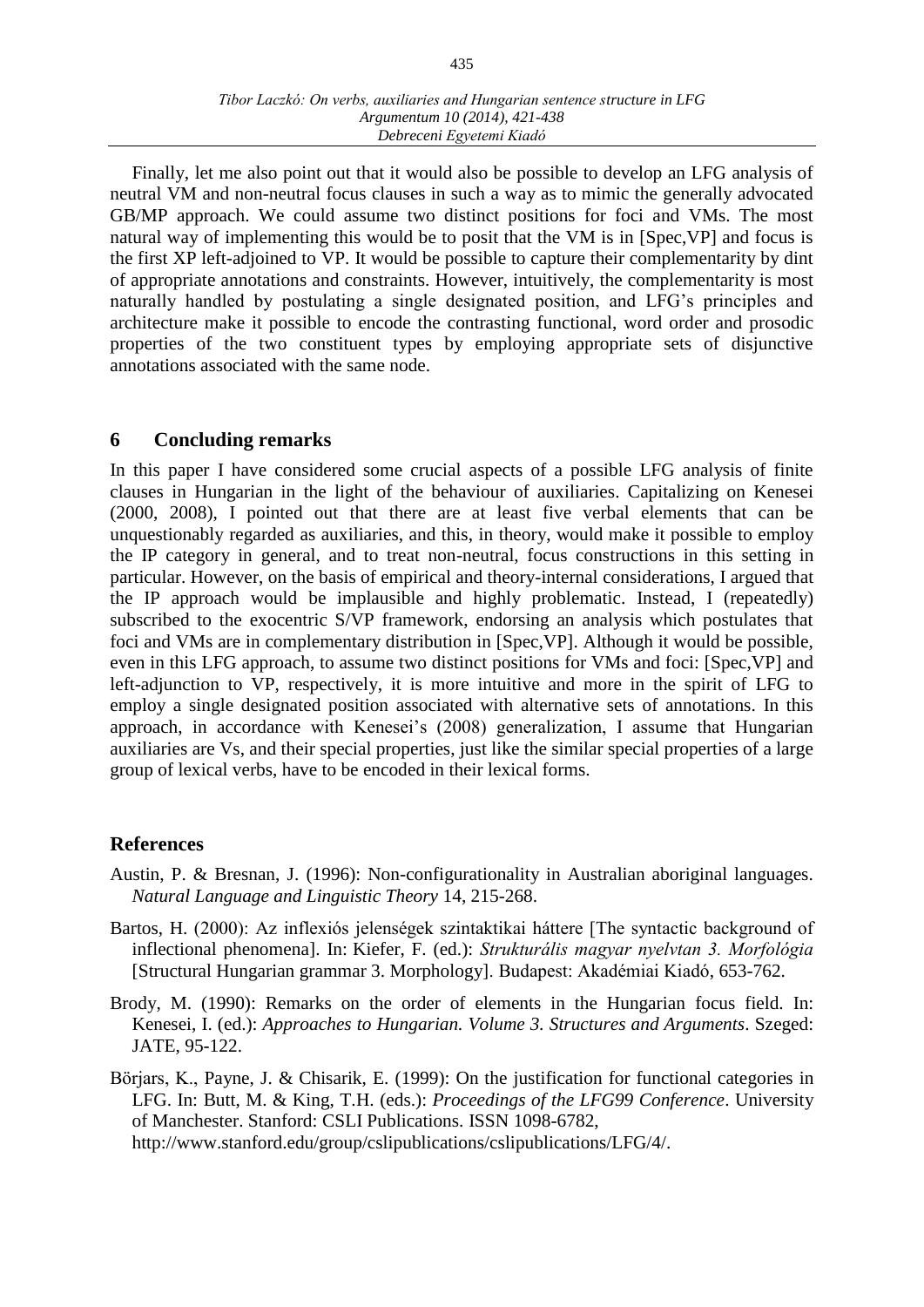Finally, let me also point out that it would also be possible to develop an LFG analysis of neutral VM and non-neutral focus clauses in such a way as to mimic the generally advocated GB/MP approach. We could assume two distinct positions for foci and VMs. The most natural way of implementing this would be to posit that the VM is in [Spec,VP] and focus is the first XP left-adjoined to VP. It would be possible to capture their complementarity by dint of appropriate annotations and constraints. However, intuitively, the complementarity is most naturally handled by postulating a single designated position, and LFG's principles and architecture make it possible to encode the contrasting functional, word order and prosodic properties of the two constituent types by employing appropriate sets of disjunctive annotations associated with the same node.

## 6 Concluding remarks

In this paper I have considered some crucial aspects of a possible LFG analysis of finite clauses in Hungarian in the light of the behaviour of auxiliaries. Capitalizing on Kenesei (2000, 2008), I pointed out that there are at least five verbal elements that can be unquestionably regarded as auxiliaries, and this, in theory, would make it possible to employ the IP category in general, and to treat non-neutral, focus constructions in this setting in particular. However, on the basis of empirical and theory-internal considerations, I argued that the IP approach would be implausible and highly problematic. Instead, I (repeatedly) subscribed to the exocentric S/VP framework, endorsing an analysis which postulates that foci and VMs are in complementary distribution in [Spec,VP]. Although it would be possible, even in this LFG approach, to assume two distinct positions for VMs and foci: [Spec,VP] and left-adjunction to VP, respectively, it is more intuitive and more in the spirit of LFG to employ a single designated position associated with alternative sets of annotations. In this approach, in accordance with Kenesei's (2008) generalization, I assume that Hungarian auxiliaries are Vs, and their special properties, just like the similar special properties of a large group of lexical verbs, have to be encoded in their lexical forms.

## References

Austin, P. & Bresnan, J. (1996): Non-configurationality in Australian aboriginal languages. *Natural Language and Linguistic Theory* 14, 215-268.

Bartos, H. (2000): Az inflexiós jelenségek szintaktikai háttere [The syntactic background of inflectional phenomena]. In: Kiefer, F. (ed.): *Strukturális magyar nyelvtan 3. Morfológia* [Structural Hungarian grammar 3. Morphology]. Budapest: Akadémiai Kiadó, 653-762.

Brody, M. (1990): Remarks on the order of elements in the Hungarian focus field. In: Kenesei, I. (ed.): *Approaches to Hungarian. Volume 3. Structures and Arguments*. Szeged: JATE, 95-122.

Börjars, K., Payne, J. & Chisarik, E. (1999): On the justification for functional categories in LFG. In: Butt, M. & King, T.H. (eds.): *Proceedings of the LFG99 Conference*. University of Manchester. Stanford: CSLI Publications. ISSN 1098-6782, http://www.stanford.edu/group/cslipublications/cslipublications/LFG/4/.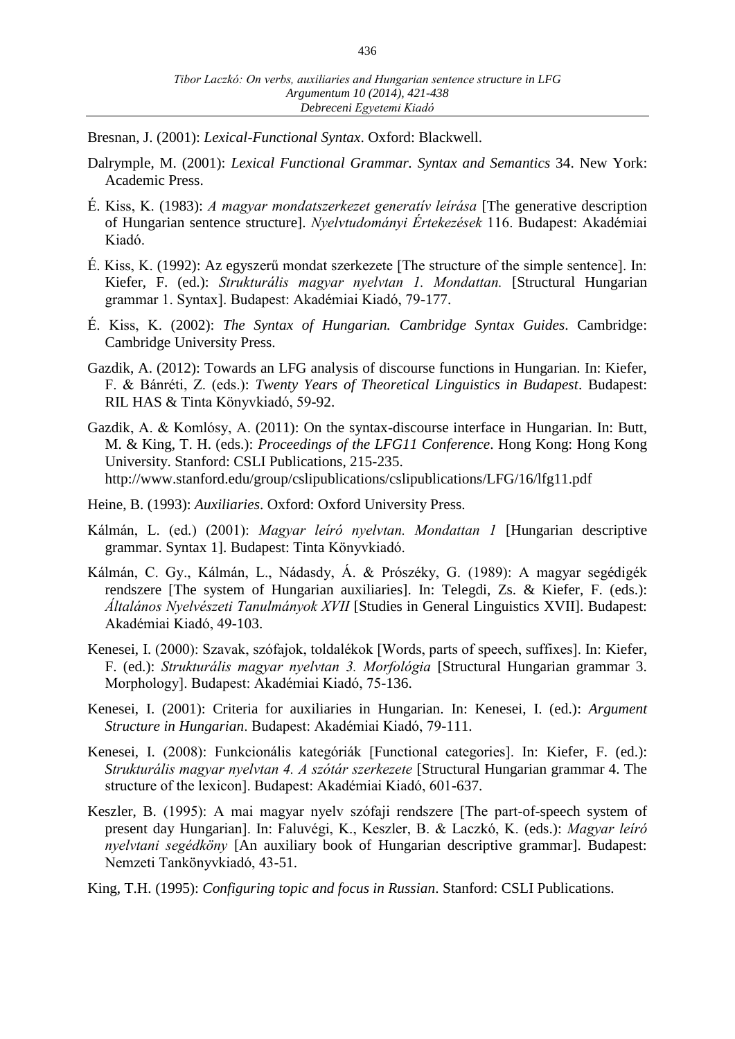Bresnan, J. (2001): *Lexical-Functional Syntax*. Oxford: Blackwell.

Dalrymple, M. (2001): *Lexical Functional Grammar. Syntax and Semantics* 34. New York: Academic Press.

É. Kiss, K. (1983): *A magyar mondatszerkezet generatív leírása* [The generative description of Hungarian sentence structure]. *Nyelvtudományi Értekezések* 116. Budapest: Akadémiai Kiadó.

É. Kiss, K. (1992): Az egyszerű mondat szerkezete [The structure of the simple sentence]. In: Kiefer, F. (ed.): *Strukturális magyar nyelvtan 1. Mondattan.* [Structural Hungarian grammar 1. Syntax]. Budapest: Akadémiai Kiadó, 79-177.

É. Kiss, K. (2002): *The Syntax of Hungarian. Cambridge Syntax Guides*. Cambridge: Cambridge University Press.

Gazdik, A. (2012): Towards an LFG analysis of discourse functions in Hungarian. In: Kiefer, F. & Bánréti, Z. (eds.): *Twenty Years of Theoretical Linguistics in Budapest*. Budapest: RIL HAS & Tinta Könyvkiadó, 59-92.

Gazdik, A. & Komlósy, A. (2011): On the syntax-discourse interface in Hungarian. In: Butt, M. & King, T. H. (eds.): *Proceedings of the LFG11 Conference*. Hong Kong: Hong Kong University. Stanford: CSLI Publications, 215-235.
http://www.stanford.edu/group/cslipublications/cslipublications/LFG/16/lfg11.pdf

Heine, B. (1993): *Auxiliaries*. Oxford: Oxford University Press.

Kálmán, L. (ed.) (2001): *Magyar leíró nyelvtan. Mondattan 1* [Hungarian descriptive grammar. Syntax 1]. Budapest: Tinta Könyvkiadó.

Kálmán, C. Gy., Kálmán, L., Nádasdy, Á. & Prószéky, G. (1989): A magyar segédigék rendszere [The system of Hungarian auxiliaries]. In: Telegdi, Zs. & Kiefer, F. (eds.): *Általános Nyelvészeti Tanulmányok XVII* [Studies in General Linguistics XVII]. Budapest: Akadémiai Kiadó, 49-103.

Kenesei, I. (2000): Szavak, szófajok, toldalékok [Words, parts of speech, suffixes]. In: Kiefer, F. (ed.): *Strukturális magyar nyelvtan 3. Morfológia* [Structural Hungarian grammar 3. Morphology]. Budapest: Akadémiai Kiadó, 75-136.

Kenesei, I. (2001): Criteria for auxiliaries in Hungarian. In: Kenesei, I. (ed.): *Argument Structure in Hungarian*. Budapest: Akadémiai Kiadó, 79-111.

Kenesei, I. (2008): Funkcionális kategóriák [Functional categories]. In: Kiefer, F. (ed.): *Strukturális magyar nyelvtan 4. A szótár szerkezete* [Structural Hungarian grammar 4. The structure of the lexicon]. Budapest: Akadémiai Kiadó, 601-637.

Keszler, B. (1995): A mai magyar nyelv szófaji rendszere [The part-of-speech system of present day Hungarian]. In: Faluvégi, K., Keszler, B. & Laczkó, K. (eds.): *Magyar leíró nyelvtani segédköny* [An auxiliary book of Hungarian descriptive grammar]. Budapest: Nemzeti Tankönyvkiadó, 43-51.

King, T.H. (1995): *Configuring topic and focus in Russian*. Stanford: CSLI Publications.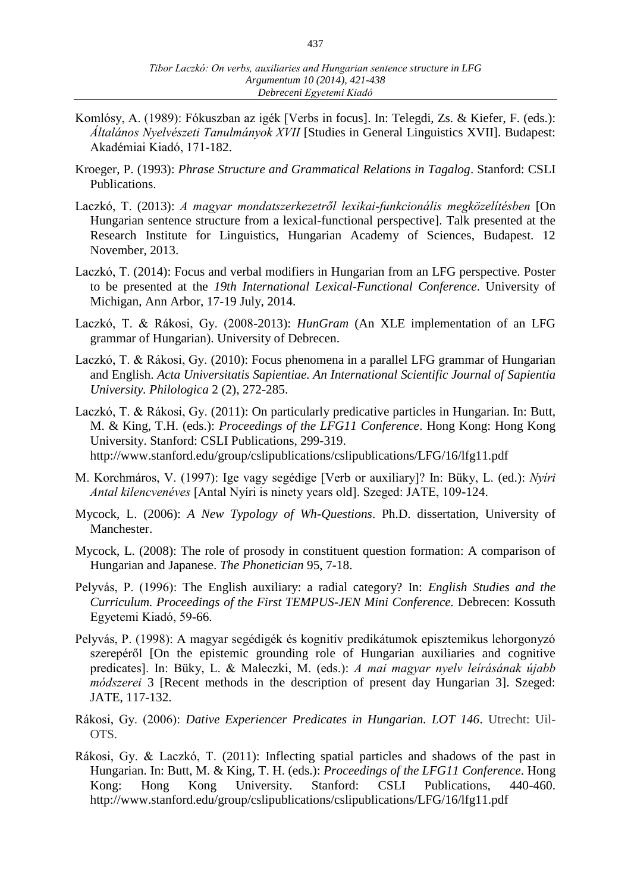Komlósy, A. (1989): Fókuszban az igék [Verbs in focus]. In: Telegdi, Zs. & Kiefer, F. (eds.): *Általános Nyelvészeti Tanulmányok XVII* [Studies in General Linguistics XVII]. Budapest: Akadémiai Kiadó, 171-182.

Kroeger, P. (1993): *Phrase Structure and Grammatical Relations in Tagalog*. Stanford: CSLI Publications.

Laczkó, T. (2013): *A magyar mondatszerkezetről lexikai-funkcionális megközelítésben* [On Hungarian sentence structure from a lexical-functional perspective]. Talk presented at the Research Institute for Linguistics, Hungarian Academy of Sciences, Budapest. 12 November, 2013.

Laczkó, T. (2014): Focus and verbal modifiers in Hungarian from an LFG perspective. Poster to be presented at the *19th International Lexical-Functional Conference*. University of Michigan, Ann Arbor, 17-19 July, 2014.

Laczkó, T. & Rákosi, Gy. (2008-2013): *HunGram* (An XLE implementation of an LFG grammar of Hungarian). University of Debrecen.

Laczkó, T. & Rákosi, Gy. (2010): Focus phenomena in a parallel LFG grammar of Hungarian and English. *Acta Universitatis Sapientiae. An International Scientific Journal of Sapientia University. Philologica* 2 (2), 272-285.

Laczkó, T. & Rákosi, Gy. (2011): On particularly predicative particles in Hungarian. In: Butt, M. & King, T.H. (eds.): *Proceedings of the LFG11 Conference*. Hong Kong: Hong Kong University. Stanford: CSLI Publications, 299-319. http://www.stanford.edu/group/cslipublications/cslipublications/LFG/16/lfg11.pdf

M. Korchmáros, V. (1997): Ige vagy segédige [Verb or auxiliary]? In: Büky, L. (ed.): *Nyíri Antal kilencvenéves* [Antal Nyíri is ninety years old]. Szeged: JATE, 109-124.

Mycock, L. (2006): *A New Typology of Wh-Questions*. Ph.D. dissertation, University of Manchester.

Mycock, L. (2008): The role of prosody in constituent question formation: A comparison of Hungarian and Japanese. *The Phonetician* 95, 7-18.

Pelyvás, P. (1996): The English auxiliary: a radial category? In: *English Studies and the Curriculum. Proceedings of the First TEMPUS-JEN Mini Conference.* Debrecen: Kossuth Egyetemi Kiadó, 59-66.

Pelyvás, P. (1998): A magyar segédigék és kognitív predikátumok episztemikus lehorgonyzó szerepéről [On the epistemic grounding role of Hungarian auxiliaries and cognitive predicates]. In: Büky, L. & Maleczki, M. (eds.): *A mai magyar nyelv leírásának újabb módszerei* 3 [Recent methods in the description of present day Hungarian 3]. Szeged: JATE, 117-132.

Rákosi, Gy. (2006): *Dative Experiencer Predicates in Hungarian. LOT 146*. Utrecht: Uil-OTS.

Rákosi, Gy. & Laczkó, T. (2011): Inflecting spatial particles and shadows of the past in Hungarian. In: Butt, M. & King, T. H. (eds.): *Proceedings of the LFG11 Conference*. Hong Kong: Hong Kong University. Stanford: CSLI Publications, 440-460. http://www.stanford.edu/group/cslipublications/cslipublications/LFG/16/lfg11.pdf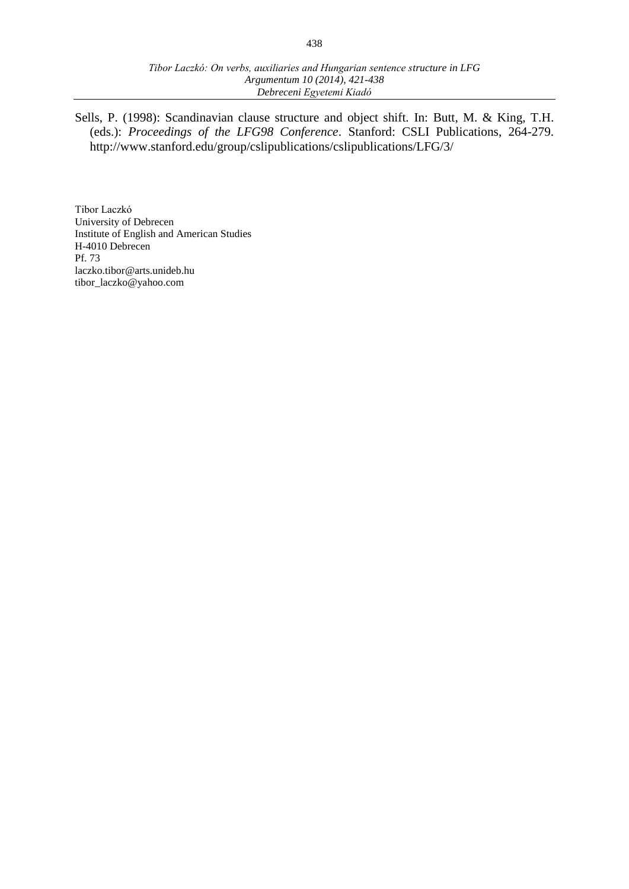Sells, P. (1998): Scandinavian clause structure and object shift. In: Butt, M. & King, T.H. (eds.): *Proceedings of the LFG98 Conference*. Stanford: CSLI Publications, 264-279. http://www.stanford.edu/group/cslipublications/cslipublications/LFG/3/

Tibor Laczkó
University of Debrecen
Institute of English and American Studies
H-4010 Debrecen
Pf. 73
laczko.tibor@arts.unideb.hu
tibor_laczko@yahoo.com